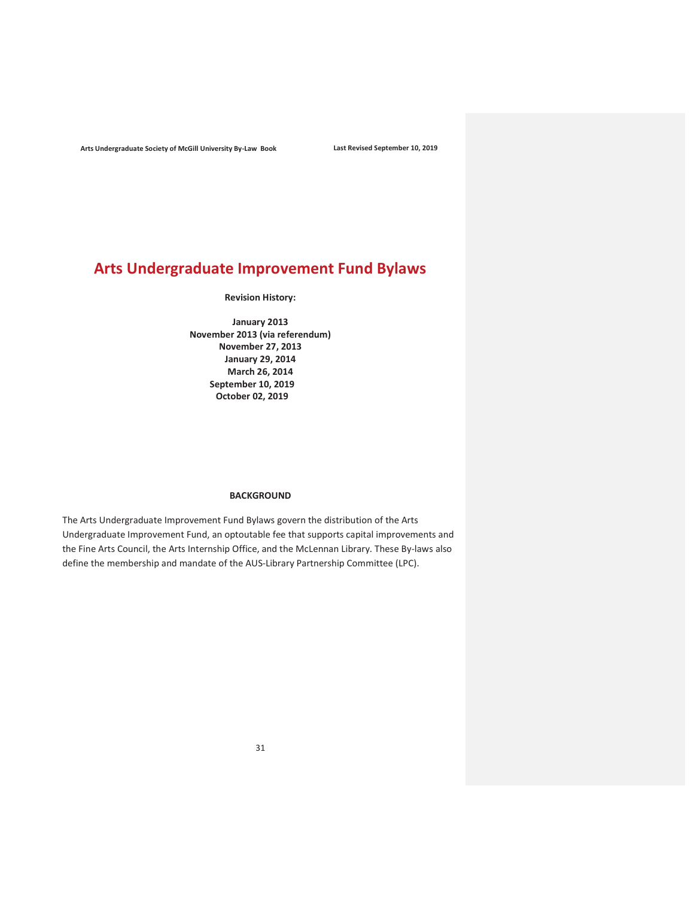# Arts Undergraduate Improvement Fund Bylaws

**Revision History:**

**January 2013**
**November 2013 (via referendum)**
**November 27, 2013**
**January 29, 2014**
**March 26, 2014**
**September 10, 2019**
**October 02, 2019**

**BACKGROUND**

The Arts Undergraduate Improvement Fund Bylaws govern the distribution of the Arts Undergraduate Improvement Fund, an optoutable fee that supports capital improvements and the Fine Arts Council, the Arts Internship Office, and the McLennan Library. These By-laws also define the membership and mandate of the AUS-Library Partnership Committee (LPC).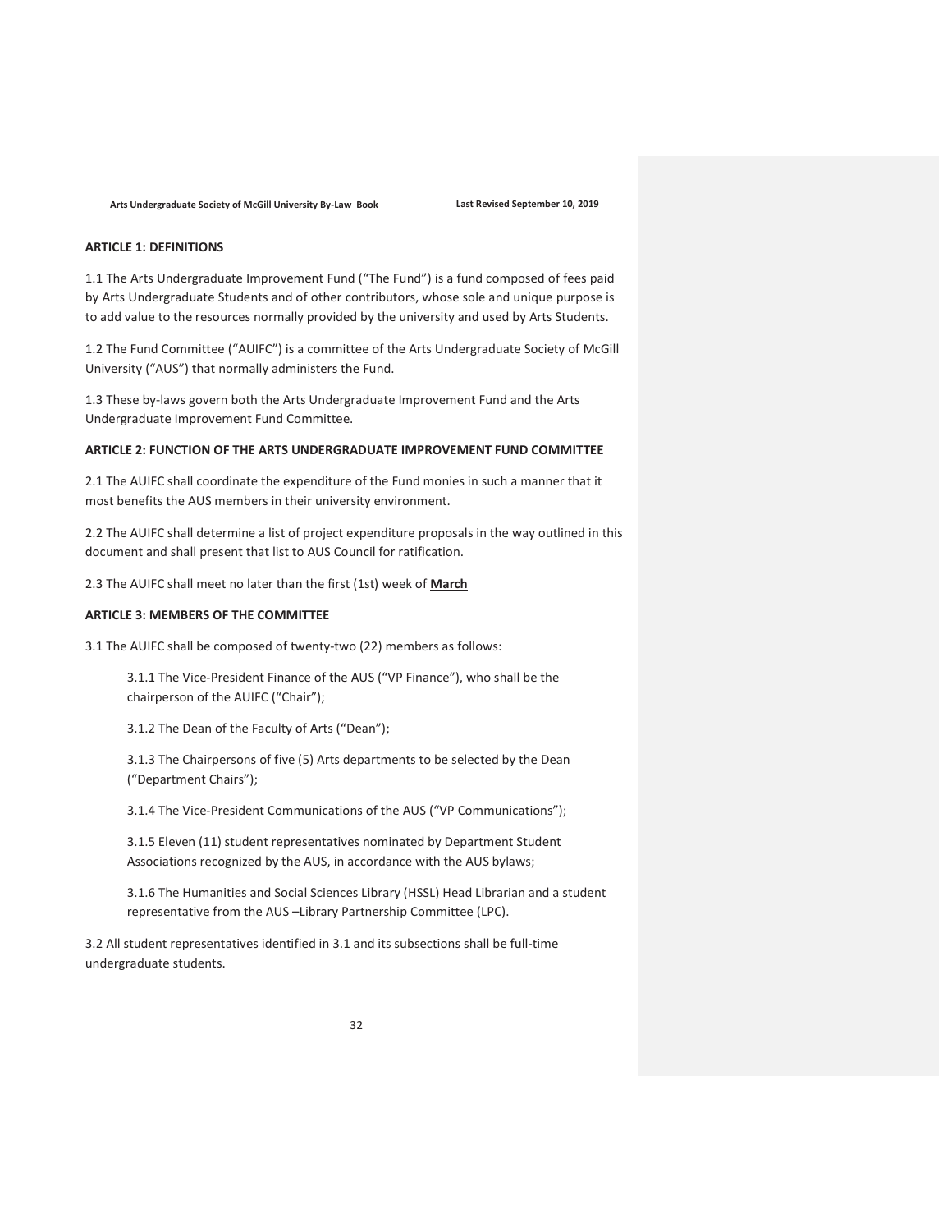**ARTICLE 1: DEFINITIONS**

1.1 The Arts Undergraduate Improvement Fund ("The Fund") is a fund composed of fees paid by Arts Undergraduate Students and of other contributors, whose sole and unique purpose is to add value to the resources normally provided by the university and used by Arts Students.

1.2 The Fund Committee ("AUIFC") is a committee of the Arts Undergraduate Society of McGill University ("AUS") that normally administers the Fund.

1.3 These by-laws govern both the Arts Undergraduate Improvement Fund and the Arts Undergraduate Improvement Fund Committee.

**ARTICLE 2: FUNCTION OF THE ARTS UNDERGRADUATE IMPROVEMENT FUND COMMITTEE**

2.1 The AUIFC shall coordinate the expenditure of the Fund monies in such a manner that it most benefits the AUS members in their university environment.

2.2 The AUIFC shall determine a list of project expenditure proposals in the way outlined in this document and shall present that list to AUS Council for ratification.

2.3 The AUIFC shall meet no later than the first (1st) week of **March**

**ARTICLE 3: MEMBERS OF THE COMMITTEE**

3.1 The AUIFC shall be composed of twenty-two (22) members as follows:

> 3.1.1 The Vice-President Finance of the AUS ("VP Finance"), who shall be the chairperson of the AUIFC ("Chair");
>
> 3.1.2 The Dean of the Faculty of Arts ("Dean");
>
> 3.1.3 The Chairpersons of five (5) Arts departments to be selected by the Dean ("Department Chairs");
>
> 3.1.4 The Vice-President Communications of the AUS ("VP Communications");
>
> 3.1.5 Eleven (11) student representatives nominated by Department Student Associations recognized by the AUS, in accordance with the AUS bylaws;
>
> 3.1.6 The Humanities and Social Sciences Library (HSSL) Head Librarian and a student representative from the AUS –Library Partnership Committee (LPC).

3.2 All student representatives identified in 3.1 and its subsections shall be full-time undergraduate students.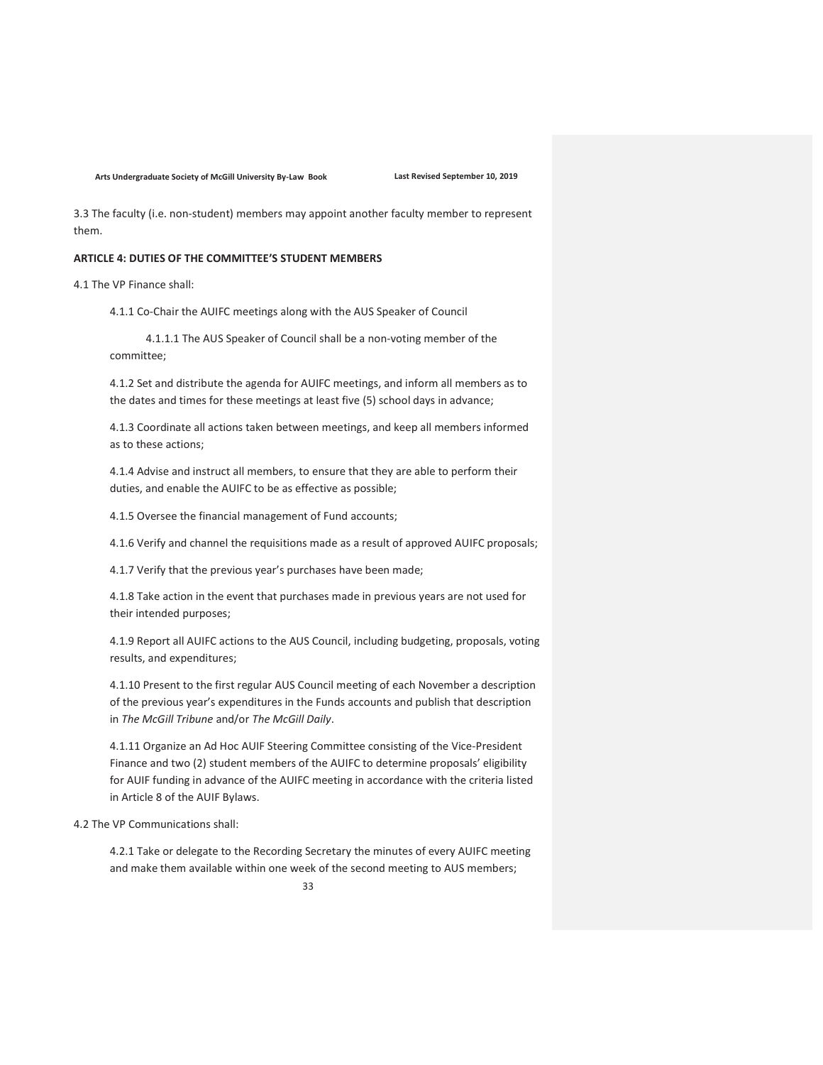3.3 The faculty (i.e. non-student) members may appoint another faculty member to represent them.

**ARTICLE 4: DUTIES OF THE COMMITTEE'S STUDENT MEMBERS**

4.1 The VP Finance shall:

4.1.1 Co-Chair the AUIFC meetings along with the AUS Speaker of Council

4.1.1.1 The AUS Speaker of Council shall be a non-voting member of the committee;

4.1.2 Set and distribute the agenda for AUIFC meetings, and inform all members as to the dates and times for these meetings at least five (5) school days in advance;

4.1.3 Coordinate all actions taken between meetings, and keep all members informed as to these actions;

4.1.4 Advise and instruct all members, to ensure that they are able to perform their duties, and enable the AUIFC to be as effective as possible;

4.1.5 Oversee the financial management of Fund accounts;

4.1.6 Verify and channel the requisitions made as a result of approved AUIFC proposals;

4.1.7 Verify that the previous year's purchases have been made;

4.1.8 Take action in the event that purchases made in previous years are not used for their intended purposes;

4.1.9 Report all AUIFC actions to the AUS Council, including budgeting, proposals, voting results, and expenditures;

4.1.10 Present to the first regular AUS Council meeting of each November a description of the previous year's expenditures in the Funds accounts and publish that description in *The McGill Tribune* and/or *The McGill Daily*.

4.1.11 Organize an Ad Hoc AUIF Steering Committee consisting of the Vice-President Finance and two (2) student members of the AUIFC to determine proposals' eligibility for AUIF funding in advance of the AUIFC meeting in accordance with the criteria listed in Article 8 of the AUIF Bylaws.

4.2 The VP Communications shall:

4.2.1 Take or delegate to the Recording Secretary the minutes of every AUIFC meeting and make them available within one week of the second meeting to AUS members;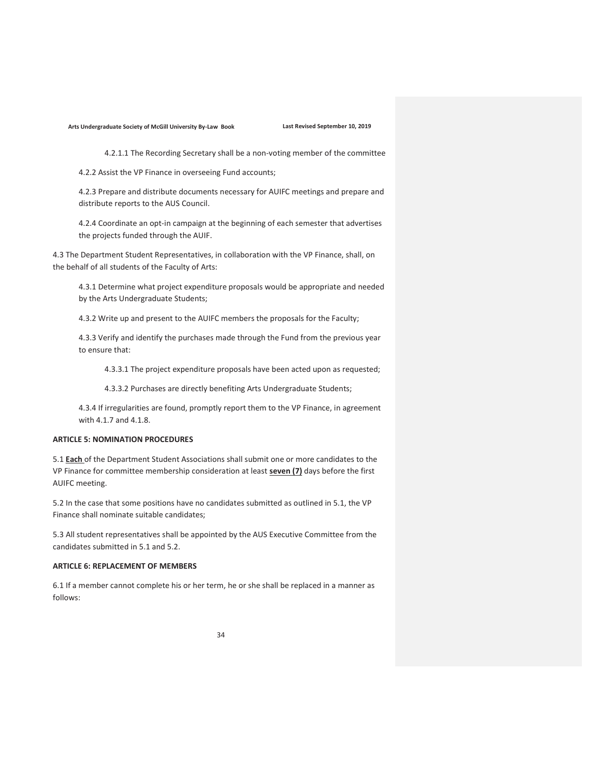4.2.1.1 The Recording Secretary shall be a non-voting member of the committee

4.2.2 Assist the VP Finance in overseeing Fund accounts;

4.2.3 Prepare and distribute documents necessary for AUIFC meetings and prepare and distribute reports to the AUS Council.

4.2.4 Coordinate an opt-in campaign at the beginning of each semester that advertises the projects funded through the AUIF.

4.3 The Department Student Representatives, in collaboration with the VP Finance, shall, on the behalf of all students of the Faculty of Arts:

4.3.1 Determine what project expenditure proposals would be appropriate and needed by the Arts Undergraduate Students;

4.3.2 Write up and present to the AUIFC members the proposals for the Faculty;

4.3.3 Verify and identify the purchases made through the Fund from the previous year to ensure that:

4.3.3.1 The project expenditure proposals have been acted upon as requested;

4.3.3.2 Purchases are directly benefiting Arts Undergraduate Students;

4.3.4 If irregularities are found, promptly report them to the VP Finance, in agreement with 4.1.7 and 4.1.8.

**ARTICLE 5: NOMINATION PROCEDURES**

5.1 **Each** of the Department Student Associations shall submit one or more candidates to the VP Finance for committee membership consideration at least **seven (7)** days before the first AUIFC meeting.

5.2 In the case that some positions have no candidates submitted as outlined in 5.1, the VP Finance shall nominate suitable candidates;

5.3 All student representatives shall be appointed by the AUS Executive Committee from the candidates submitted in 5.1 and 5.2.

**ARTICLE 6: REPLACEMENT OF MEMBERS**

6.1 If a member cannot complete his or her term, he or she shall be replaced in a manner as follows: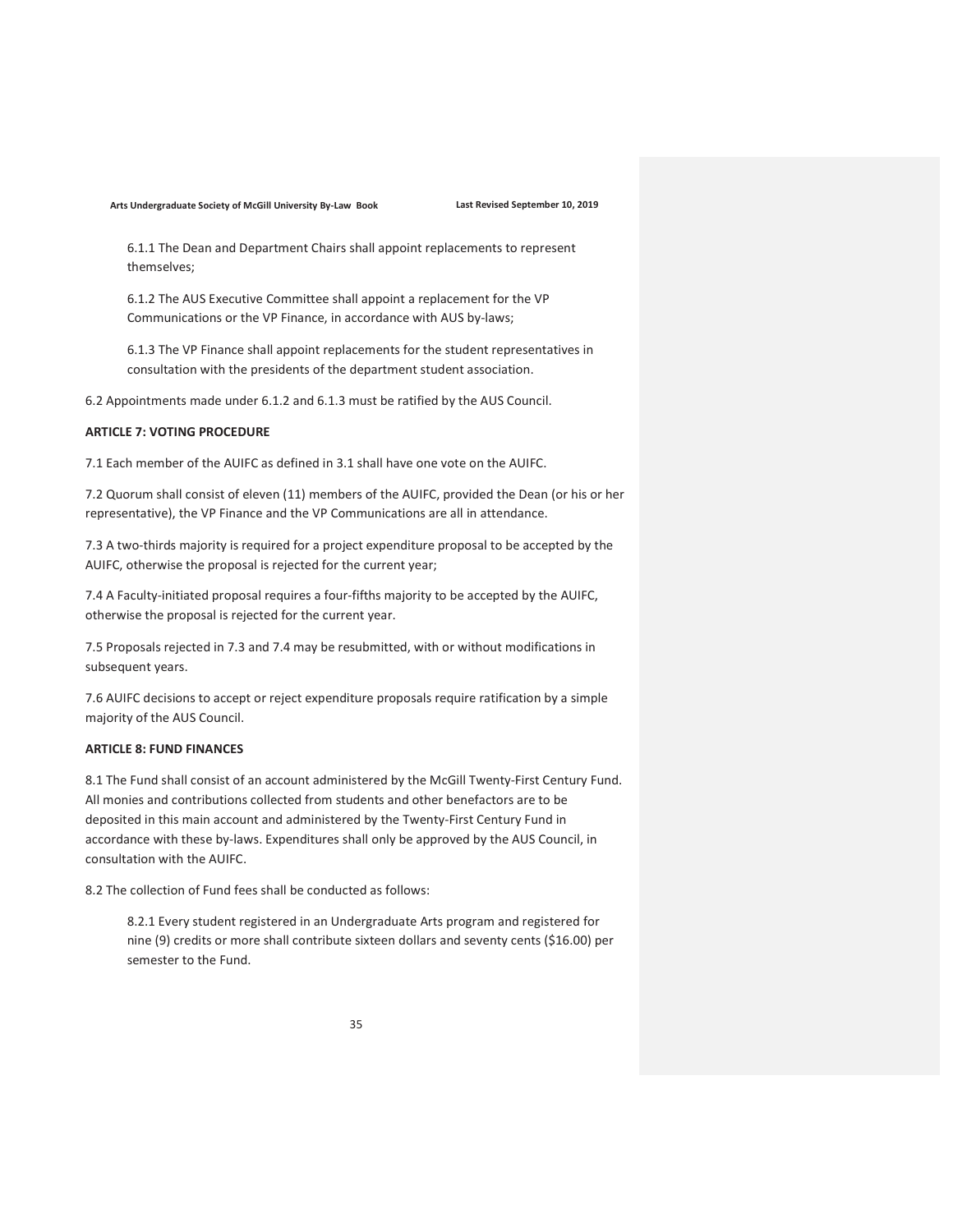6.1.1 The Dean and Department Chairs shall appoint replacements to represent themselves;

6.1.2 The AUS Executive Committee shall appoint a replacement for the VP Communications or the VP Finance, in accordance with AUS by-laws;

6.1.3 The VP Finance shall appoint replacements for the student representatives in consultation with the presidents of the department student association.

6.2 Appointments made under 6.1.2 and 6.1.3 must be ratified by the AUS Council.

**ARTICLE 7: VOTING PROCEDURE**

7.1 Each member of the AUIFC as defined in 3.1 shall have one vote on the AUIFC.

7.2 Quorum shall consist of eleven (11) members of the AUIFC, provided the Dean (or his or her representative), the VP Finance and the VP Communications are all in attendance.

7.3 A two-thirds majority is required for a project expenditure proposal to be accepted by the AUIFC, otherwise the proposal is rejected for the current year;

7.4 A Faculty-initiated proposal requires a four-fifths majority to be accepted by the AUIFC, otherwise the proposal is rejected for the current year.

7.5 Proposals rejected in 7.3 and 7.4 may be resubmitted, with or without modifications in subsequent years.

7.6 AUIFC decisions to accept or reject expenditure proposals require ratification by a simple majority of the AUS Council.

**ARTICLE 8: FUND FINANCES**

8.1 The Fund shall consist of an account administered by the McGill Twenty-First Century Fund. All monies and contributions collected from students and other benefactors are to be deposited in this main account and administered by the Twenty-First Century Fund in accordance with these by-laws. Expenditures shall only be approved by the AUS Council, in consultation with the AUIFC.

8.2 The collection of Fund fees shall be conducted as follows:

8.2.1 Every student registered in an Undergraduate Arts program and registered for nine (9) credits or more shall contribute sixteen dollars and seventy cents ($16.00) per semester to the Fund.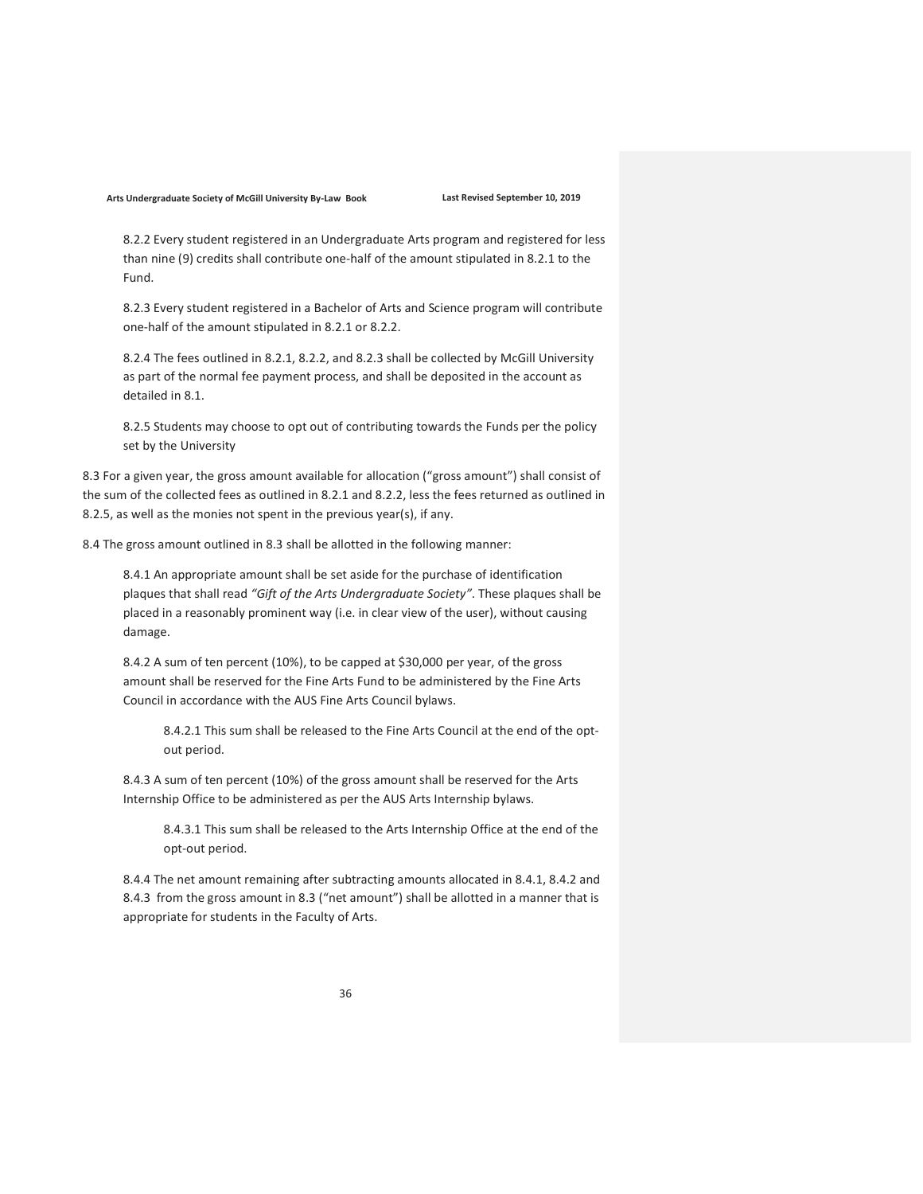8.2.2 Every student registered in an Undergraduate Arts program and registered for less than nine (9) credits shall contribute one-half of the amount stipulated in 8.2.1 to the Fund.

8.2.3 Every student registered in a Bachelor of Arts and Science program will contribute one-half of the amount stipulated in 8.2.1 or 8.2.2.

8.2.4 The fees outlined in 8.2.1, 8.2.2, and 8.2.3 shall be collected by McGill University as part of the normal fee payment process, and shall be deposited in the account as detailed in 8.1.

8.2.5 Students may choose to opt out of contributing towards the Funds per the policy set by the University

8.3 For a given year, the gross amount available for allocation ("gross amount") shall consist of the sum of the collected fees as outlined in 8.2.1 and 8.2.2, less the fees returned as outlined in 8.2.5, as well as the monies not spent in the previous year(s), if any.

8.4 The gross amount outlined in 8.3 shall be allotted in the following manner:

8.4.1 An appropriate amount shall be set aside for the purchase of identification plaques that shall read *"Gift of the Arts Undergraduate Society"*. These plaques shall be placed in a reasonably prominent way (i.e. in clear view of the user), without causing damage.

8.4.2 A sum of ten percent (10%), to be capped at $30,000 per year, of the gross amount shall be reserved for the Fine Arts Fund to be administered by the Fine Arts Council in accordance with the AUS Fine Arts Council bylaws.

8.4.2.1 This sum shall be released to the Fine Arts Council at the end of the opt-out period.

8.4.3 A sum of ten percent (10%) of the gross amount shall be reserved for the Arts Internship Office to be administered as per the AUS Arts Internship bylaws.

8.4.3.1 This sum shall be released to the Arts Internship Office at the end of the opt-out period.

8.4.4 The net amount remaining after subtracting amounts allocated in 8.4.1, 8.4.2 and 8.4.3 from the gross amount in 8.3 ("net amount") shall be allotted in a manner that is appropriate for students in the Faculty of Arts.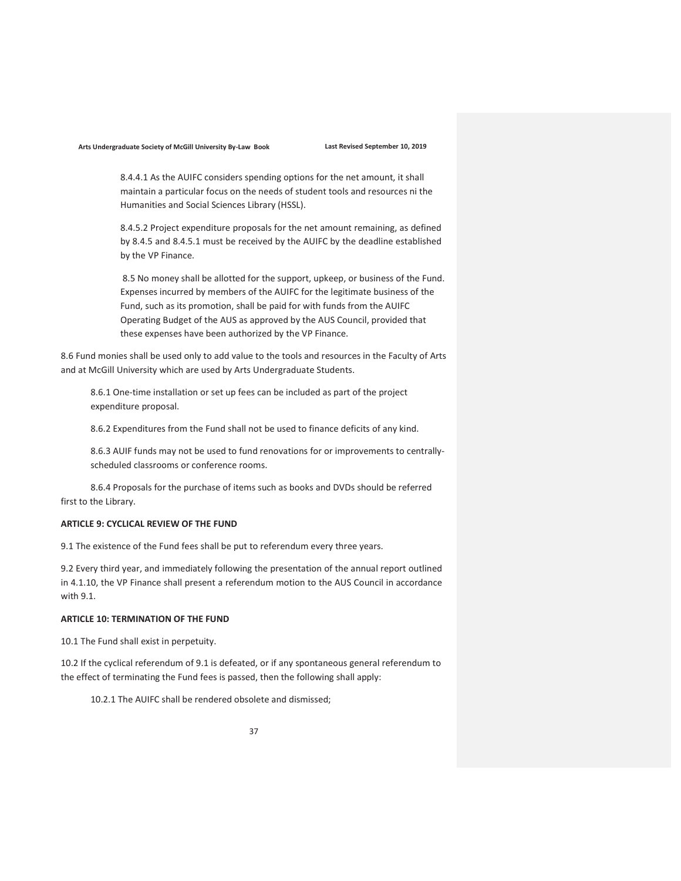8.4.4.1 As the AUIFC considers spending options for the net amount, it shall maintain a particular focus on the needs of student tools and resources ni the Humanities and Social Sciences Library (HSSL).

8.4.5.2 Project expenditure proposals for the net amount remaining, as defined by 8.4.5 and 8.4.5.1 must be received by the AUIFC by the deadline established by the VP Finance.

8.5 No money shall be allotted for the support, upkeep, or business of the Fund. Expenses incurred by members of the AUIFC for the legitimate business of the Fund, such as its promotion, shall be paid for with funds from the AUIFC Operating Budget of the AUS as approved by the AUS Council, provided that these expenses have been authorized by the VP Finance.

8.6 Fund monies shall be used only to add value to the tools and resources in the Faculty of Arts and at McGill University which are used by Arts Undergraduate Students.

8.6.1 One-time installation or set up fees can be included as part of the project expenditure proposal.

8.6.2 Expenditures from the Fund shall not be used to finance deficits of any kind.

8.6.3 AUIF funds may not be used to fund renovations for or improvements to centrally-scheduled classrooms or conference rooms.

8.6.4 Proposals for the purchase of items such as books and DVDs should be referred first to the Library.

**ARTICLE 9: CYCLICAL REVIEW OF THE FUND**

9.1 The existence of the Fund fees shall be put to referendum every three years.

9.2 Every third year, and immediately following the presentation of the annual report outlined in 4.1.10, the VP Finance shall present a referendum motion to the AUS Council in accordance with 9.1.

**ARTICLE 10: TERMINATION OF THE FUND**

10.1 The Fund shall exist in perpetuity.

10.2 If the cyclical referendum of 9.1 is defeated, or if any spontaneous general referendum to the effect of terminating the Fund fees is passed, then the following shall apply:

10.2.1 The AUIFC shall be rendered obsolete and dismissed;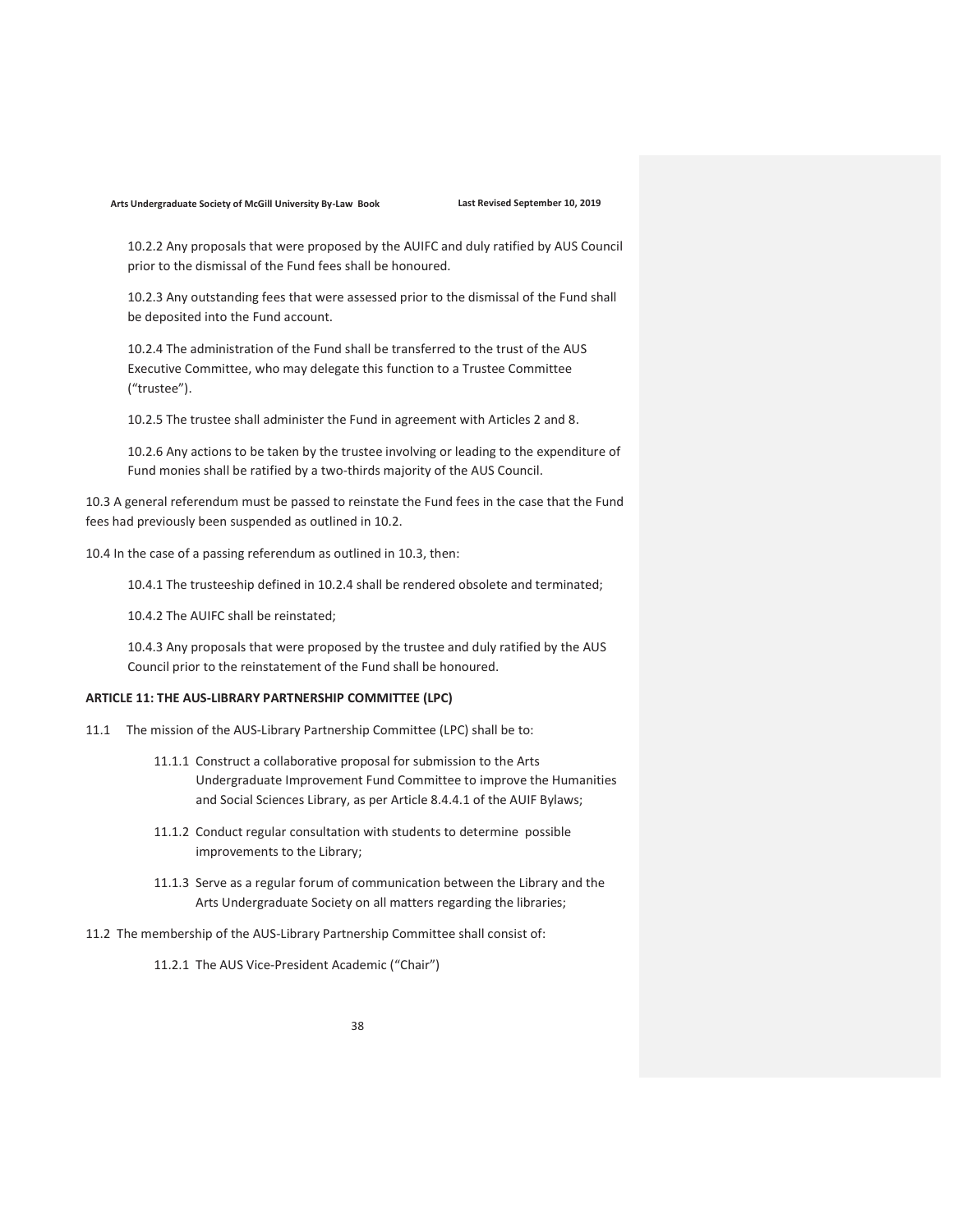10.2.2 Any proposals that were proposed by the AUIFC and duly ratified by AUS Council prior to the dismissal of the Fund fees shall be honoured.

10.2.3 Any outstanding fees that were assessed prior to the dismissal of the Fund shall be deposited into the Fund account.

10.2.4 The administration of the Fund shall be transferred to the trust of the AUS Executive Committee, who may delegate this function to a Trustee Committee ("trustee").

10.2.5 The trustee shall administer the Fund in agreement with Articles 2 and 8.

10.2.6 Any actions to be taken by the trustee involving or leading to the expenditure of Fund monies shall be ratified by a two-thirds majority of the AUS Council.

10.3 A general referendum must be passed to reinstate the Fund fees in the case that the Fund fees had previously been suspended as outlined in 10.2.

10.4 In the case of a passing referendum as outlined in 10.3, then:

10.4.1 The trusteeship defined in 10.2.4 shall be rendered obsolete and terminated;

10.4.2 The AUIFC shall be reinstated;

10.4.3 Any proposals that were proposed by the trustee and duly ratified by the AUS Council prior to the reinstatement of the Fund shall be honoured.

**ARTICLE 11: THE AUS-LIBRARY PARTNERSHIP COMMITTEE (LPC)**

11.1 The mission of the AUS-Library Partnership Committee (LPC) shall be to:

11.1.1 Construct a collaborative proposal for submission to the Arts Undergraduate Improvement Fund Committee to improve the Humanities and Social Sciences Library, as per Article 8.4.4.1 of the AUIF Bylaws;

11.1.2 Conduct regular consultation with students to determine possible improvements to the Library;

11.1.3 Serve as a regular forum of communication between the Library and the Arts Undergraduate Society on all matters regarding the libraries;

11.2 The membership of the AUS-Library Partnership Committee shall consist of:

11.2.1 The AUS Vice-President Academic ("Chair")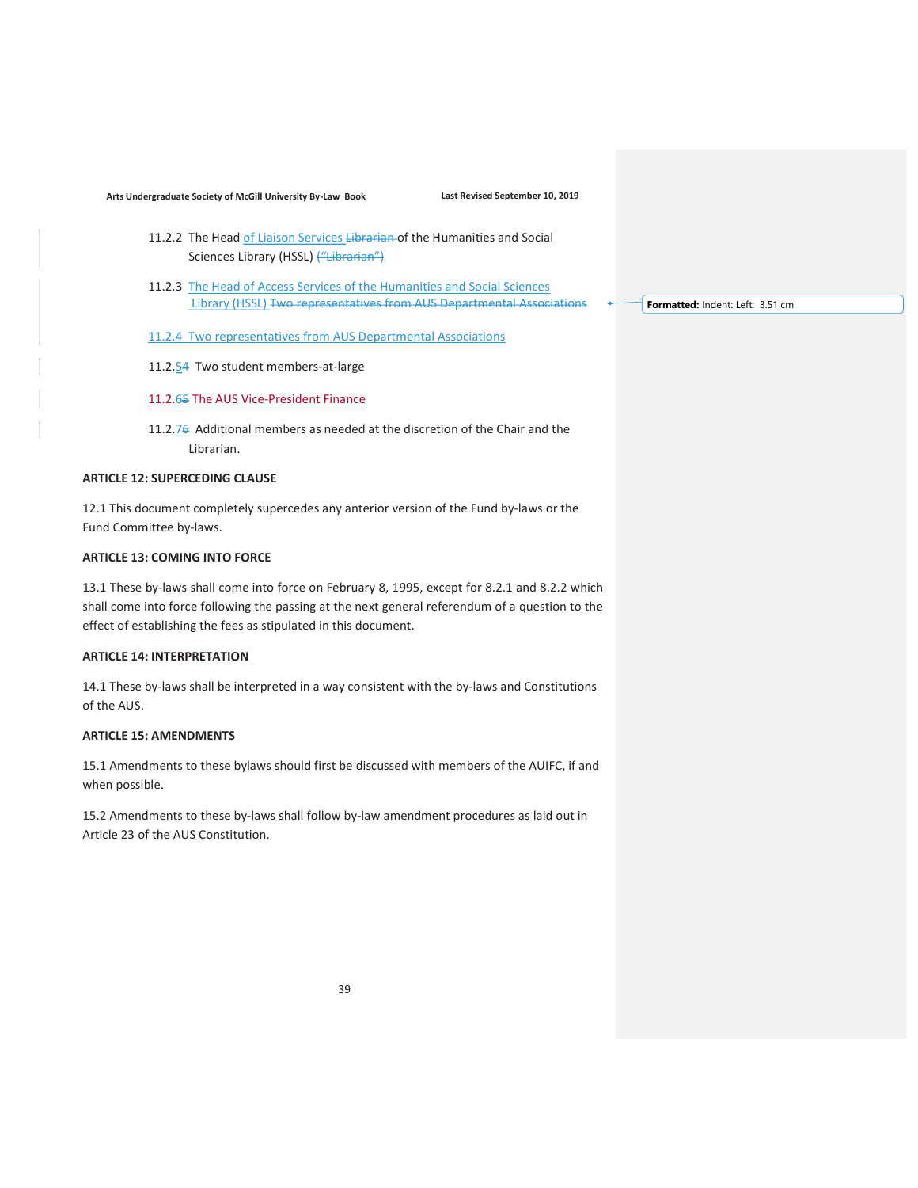11.2.2 The Head of Liaison Services Librarian of the Humanities and Social Sciences Library (HSSL) ("Librarian")

11.2.3 The Head of Access Services of the Humanities and Social Sciences Library (HSSL) Two representatives from AUS Departmental Associations

11.2.4 Two representatives from AUS Departmental Associations

11.2.54 Two student members-at-large

11.2.65 The AUS Vice-President Finance

11.2.76 Additional members as needed at the discretion of the Chair and the Librarian.

**ARTICLE 12: SUPERCEDING CLAUSE**

12.1 This document completely supercedes any anterior version of the Fund by-laws or the Fund Committee by-laws.

**ARTICLE 13: COMING INTO FORCE**

13.1 These by-laws shall come into force on February 8, 1995, except for 8.2.1 and 8.2.2 which shall come into force following the passing at the next general referendum of a question to the effect of establishing the fees as stipulated in this document.

**ARTICLE 14: INTERPRETATION**

14.1 These by-laws shall be interpreted in a way consistent with the by-laws and Constitutions of the AUS.

**ARTICLE 15: AMENDMENTS**

15.1 Amendments to these bylaws should first be discussed with members of the AUIFC, if and when possible.

15.2 Amendments to these by-laws shall follow by-law amendment procedures as laid out in Article 23 of the AUS Constitution.